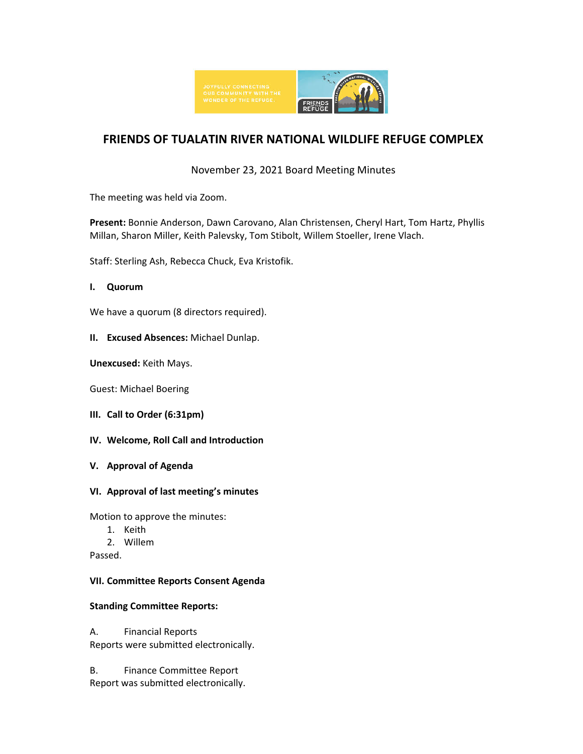# FRIENDS OF TUALATIN RIVER NATIONAL WILDLIFE REFUGE COMPLEX

November 23, 2021 Board Meeting Minutes

The meeting was held via Zoom.

**Present:** Bonnie Anderson, Dawn Carovano, Alan Christensen, Cheryl Hart, Tom Hartz, Phyllis Millan, Sharon Miller, Keith Palevsky, Tom Stibolt, Willem Stoeller, Irene Vlach.

Staff: Sterling Ash, Rebecca Chuck, Eva Kristofik.

**I. Quorum**

We have a quorum (8 directors required).

**II. Excused Absences:** Michael Dunlap.

**Unexcused:** Keith Mays.

Guest: Michael Boering

**III. Call to Order (6:31pm)**

**IV. Welcome, Roll Call and Introduction**

**V. Approval of Agenda**

**VI. Approval of last meeting's minutes**

Motion to approve the minutes:

1. Keith
2. Willem

Passed.

**VII. Committee Reports Consent Agenda**

**Standing Committee Reports:**

A. Financial Reports
Reports were submitted electronically.

B. Finance Committee Report
Report was submitted electronically.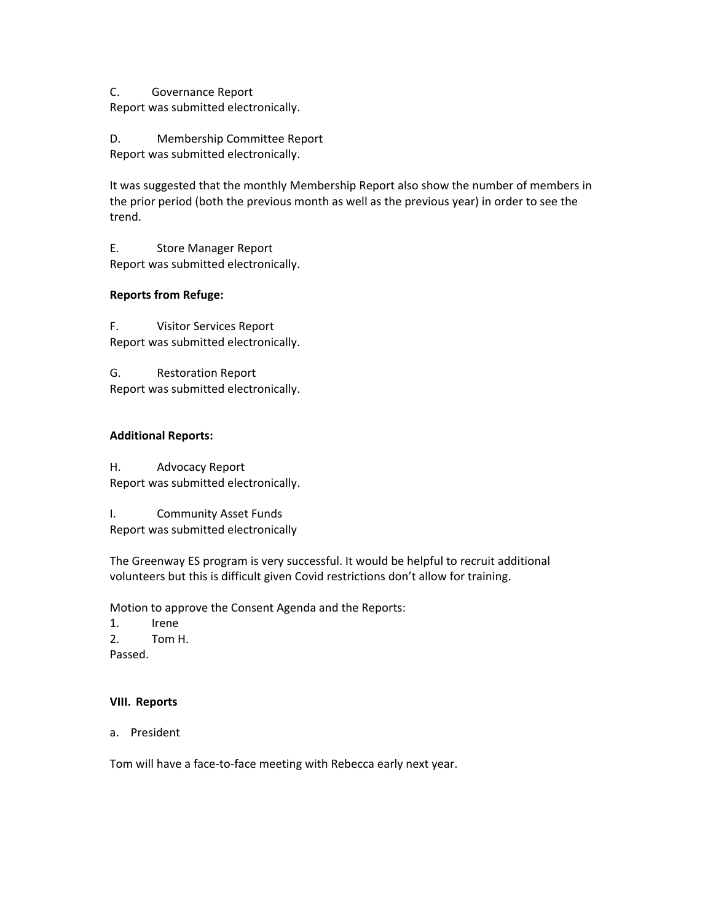C. Governance Report
Report was submitted electronically.

D. Membership Committee Report
Report was submitted electronically.

It was suggested that the monthly Membership Report also show the number of members in the prior period (both the previous month as well as the previous year) in order to see the trend.

E. Store Manager Report
Report was submitted electronically.

**Reports from Refuge:**

F. Visitor Services Report
Report was submitted electronically.

G. Restoration Report
Report was submitted electronically.

**Additional Reports:**

H. Advocacy Report
Report was submitted electronically.

I. Community Asset Funds
Report was submitted electronically

The Greenway ES program is very successful. It would be helpful to recruit additional volunteers but this is difficult given Covid restrictions don't allow for training.

Motion to approve the Consent Agenda and the Reports:
1. Irene
2. Tom H.
Passed.

**VIII. Reports**

a. President

Tom will have a face-to-face meeting with Rebecca early next year.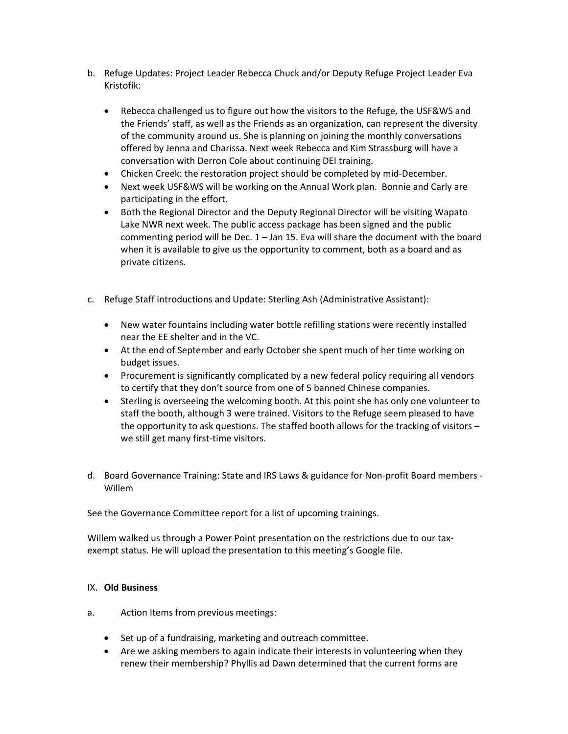b. Refuge Updates: Project Leader Rebecca Chuck and/or Deputy Refuge Project Leader Eva Kristofik:

- Rebecca challenged us to figure out how the visitors to the Refuge, the USF&WS and the Friends' staff, as well as the Friends as an organization, can represent the diversity of the community around us. She is planning on joining the monthly conversations offered by Jenna and Charissa. Next week Rebecca and Kim Strassburg will have a conversation with Derron Cole about continuing DEI training.
- Chicken Creek: the restoration project should be completed by mid-December.
- Next week USF&WS will be working on the Annual Work plan. Bonnie and Carly are participating in the effort.
- Both the Regional Director and the Deputy Regional Director will be visiting Wapato Lake NWR next week. The public access package has been signed and the public commenting period will be Dec. 1 – Jan 15. Eva will share the document with the board when it is available to give us the opportunity to comment, both as a board and as private citizens.

c. Refuge Staff introductions and Update: Sterling Ash (Administrative Assistant):

- New water fountains including water bottle refilling stations were recently installed near the EE shelter and in the VC.
- At the end of September and early October she spent much of her time working on budget issues.
- Procurement is significantly complicated by a new federal policy requiring all vendors to certify that they don't source from one of 5 banned Chinese companies.
- Sterling is overseeing the welcoming booth. At this point she has only one volunteer to staff the booth, although 3 were trained. Visitors to the Refuge seem pleased to have the opportunity to ask questions. The staffed booth allows for the tracking of visitors – we still get many first-time visitors.

d. Board Governance Training: State and IRS Laws & guidance for Non-profit Board members - Willem

See the Governance Committee report for a list of upcoming trainings.

Willem walked us through a Power Point presentation on the restrictions due to our tax-exempt status. He will upload the presentation to this meeting's Google file.

IX. **Old Business**

a. Action Items from previous meetings:

- Set up of a fundraising, marketing and outreach committee.
- Are we asking members to again indicate their interests in volunteering when they renew their membership? Phyllis ad Dawn determined that the current forms are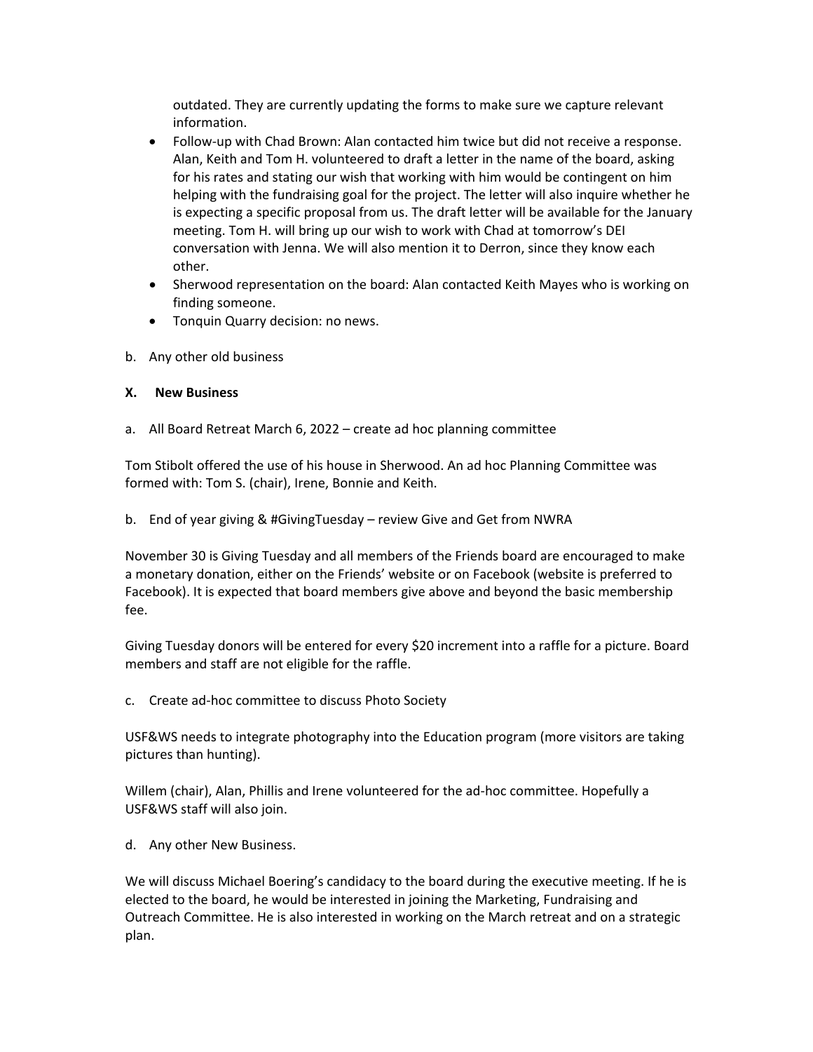outdated. They are currently updating the forms to make sure we capture relevant information.

- Follow-up with Chad Brown: Alan contacted him twice but did not receive a response. Alan, Keith and Tom H. volunteered to draft a letter in the name of the board, asking for his rates and stating our wish that working with him would be contingent on him helping with the fundraising goal for the project. The letter will also inquire whether he is expecting a specific proposal from us. The draft letter will be available for the January meeting. Tom H. will bring up our wish to work with Chad at tomorrow's DEI conversation with Jenna. We will also mention it to Derron, since they know each other.
- Sherwood representation on the board: Alan contacted Keith Mayes who is working on finding someone.
- Tonquin Quarry decision: no news.

b. Any other old business

**X. New Business**

a. All Board Retreat March 6, 2022 – create ad hoc planning committee

Tom Stibolt offered the use of his house in Sherwood. An ad hoc Planning Committee was formed with: Tom S. (chair), Irene, Bonnie and Keith.

b. End of year giving & #GivingTuesday – review Give and Get from NWRA

November 30 is Giving Tuesday and all members of the Friends board are encouraged to make a monetary donation, either on the Friends' website or on Facebook (website is preferred to Facebook). It is expected that board members give above and beyond the basic membership fee.

Giving Tuesday donors will be entered for every $20 increment into a raffle for a picture. Board members and staff are not eligible for the raffle.

c. Create ad-hoc committee to discuss Photo Society

USF&WS needs to integrate photography into the Education program (more visitors are taking pictures than hunting).

Willem (chair), Alan, Phillis and Irene volunteered for the ad-hoc committee. Hopefully a USF&WS staff will also join.

d. Any other New Business.

We will discuss Michael Boering's candidacy to the board during the executive meeting. If he is elected to the board, he would be interested in joining the Marketing, Fundraising and Outreach Committee. He is also interested in working on the March retreat and on a strategic plan.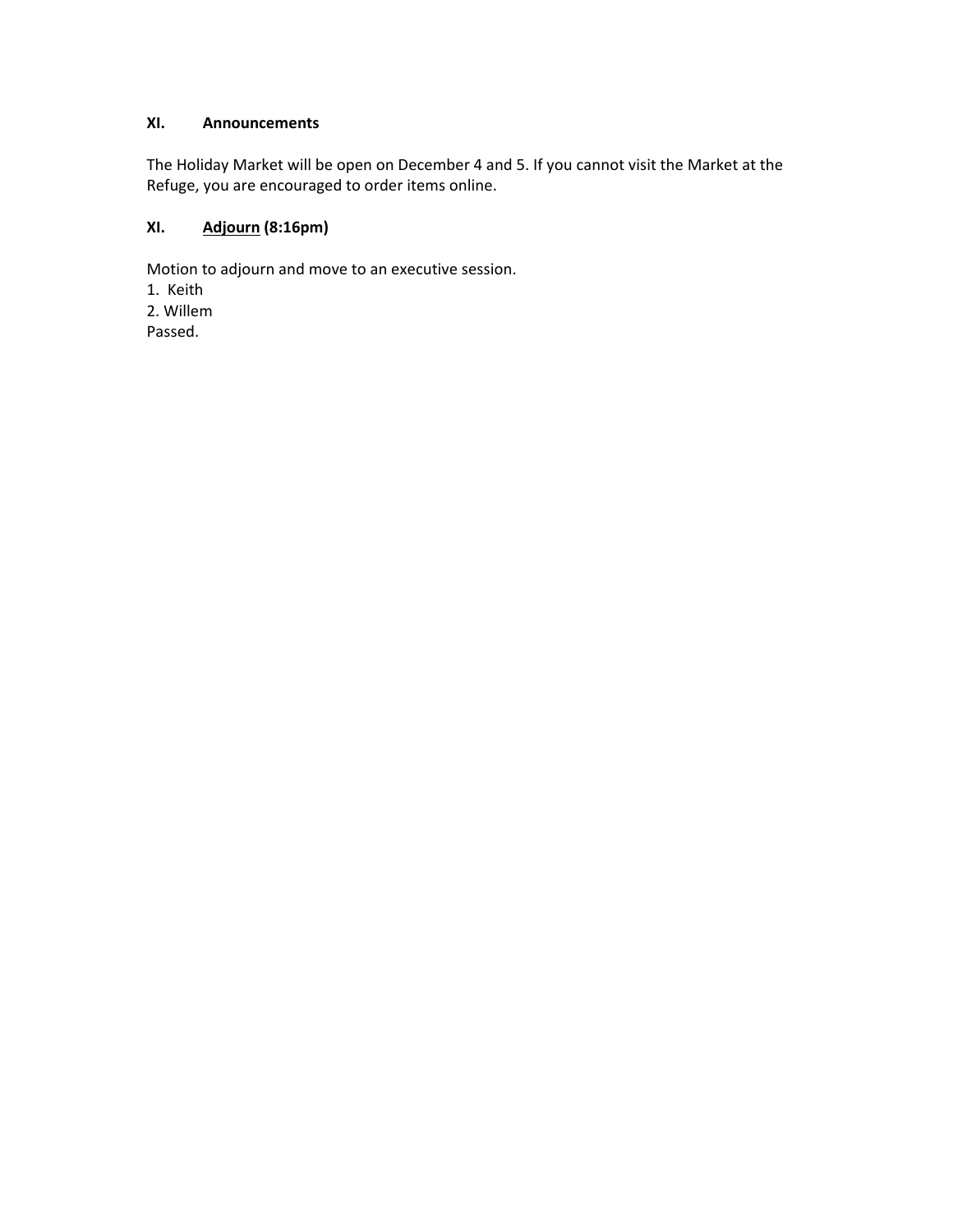### XI. Announcements

The Holiday Market will be open on December 4 and 5. If you cannot visit the Market at the Refuge, you are encouraged to order items online.

### XI. <u>Adjourn</u> (8:16pm)

Motion to adjourn and move to an executive session.
1. Keith
2. Willem
Passed.